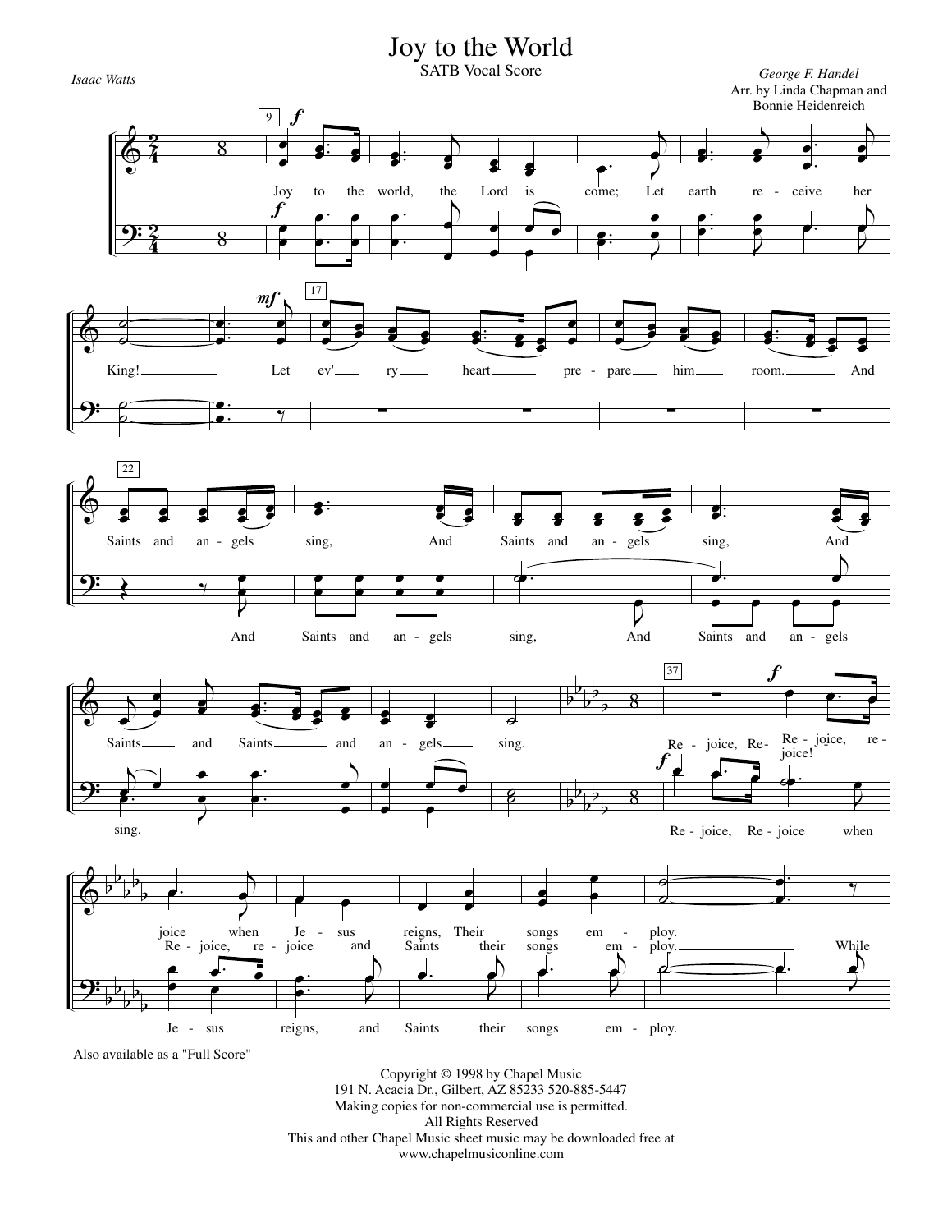# Joy to the World

SATB Vocal Score

*Isaac Watts*

*George F. Handel*
Arr. by Linda Chapman and Bonnie Heidenreich

Also available as a "Full Score"

Copyright © 1998 by Chapel Music
191 N. Acacia Dr., Gilbert, AZ 85233 520-885-5447
Making copies for non-commercial use is permitted.
All Rights Reserved
This and other Chapel Music sheet music may be downloaded free at
www.chapelmusiconline.com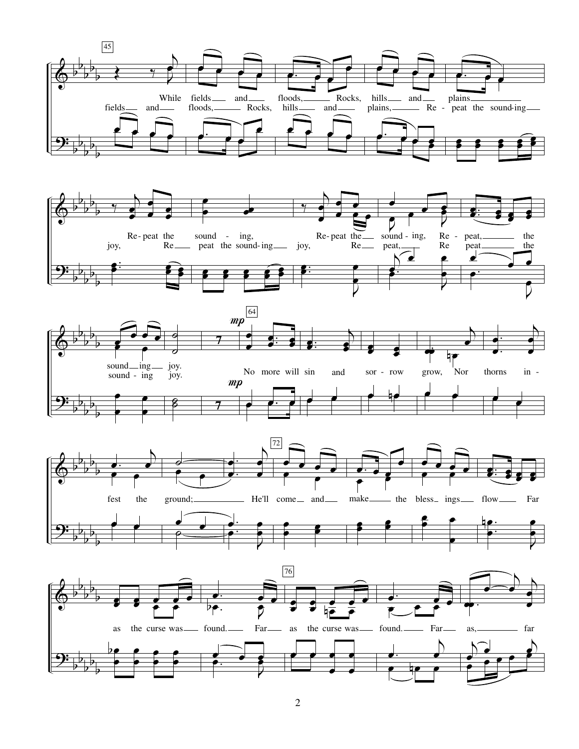45

While fields and floods, Rocks, hills and plains

fields and floods, Rocks, hills and plains, Re - peat the sound-ing

Re-peat the sound - ing, Re-peat the sound - ing, Re - peat, the

joy, Re peat the sound-ing joy, Re peat, Re peat the

sound ing joy.

sound - ing joy.

64

*mp*

No more will sin and sor - row grow, Nor thorns in -

fest the ground;

72

He'll come and make the bless - ings flow Far

76

as the curse was found. Far as the curse was found. Far as, far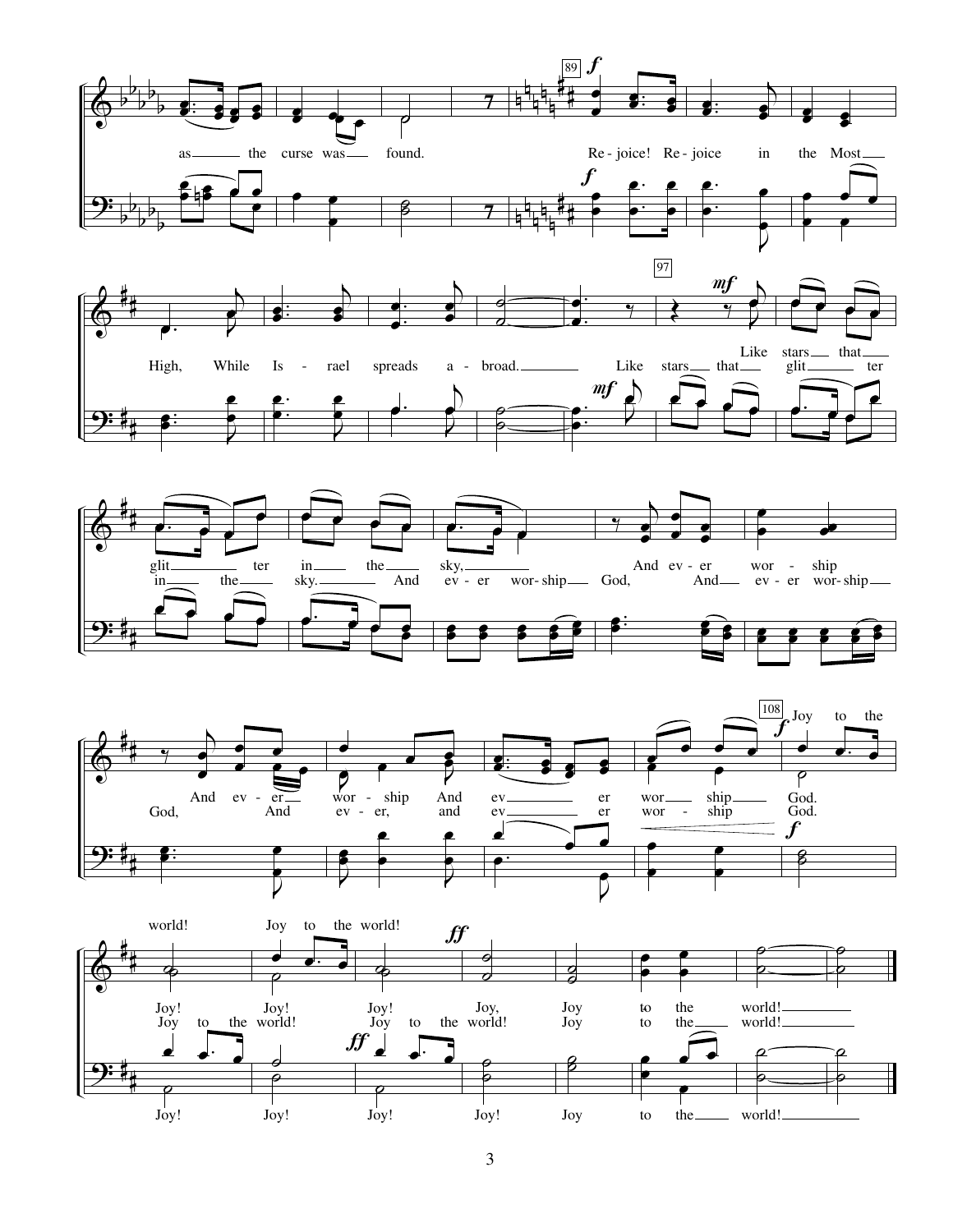89 *f*

as the curse was found. Re - joice! Re - joice in the Most

*f*

High, While Is - rael spreads a - broad. Like stars that glit ter

97 *mf*

Like stars that

*mf*

glit ter in the sky,

in the sky. And ev - er wor - ship God,

And ev - er wor - ship

And ev - er wor - ship

God, And ev - er wor - ship And ev er wor ship God.

God, And ev - er, and ev er wor - ship God.

108 *f* Joy to the

*f*

world! Joy to the world!

*ff*

Joy! Joy! Joy! Joy, Joy to the world!

Joy to the world! Joy to the world! Joy to the world!

*ff*

Joy! Joy! Joy! Joy! Joy to the world!